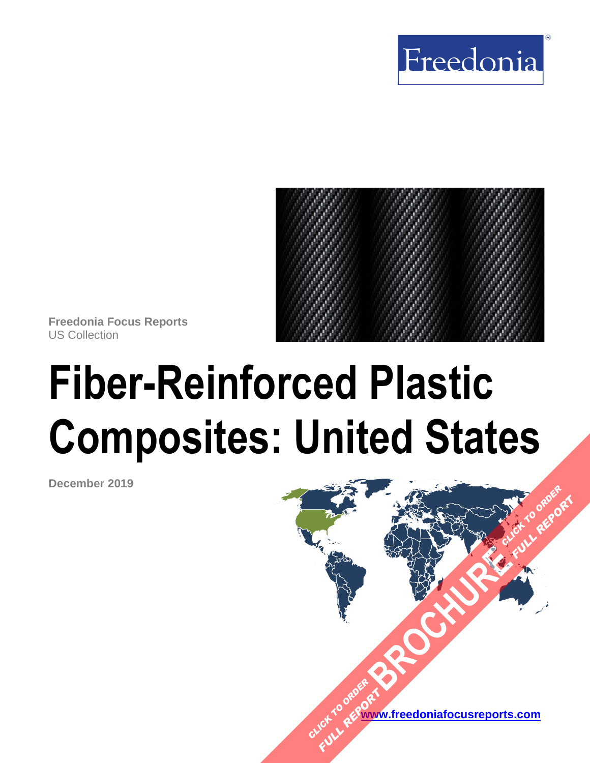Freedonia®

**Freedonia Focus Reports**
US Collection

# Fiber-Reinforced Plastic Composites: United States

**December 2019**

CLICK TO ORDER FULL REPORT BROCHURE CLICK TO ORDER FULL REPORT

[www.freedoniafocusreports.com](http://www.freedoniafocusreports.com)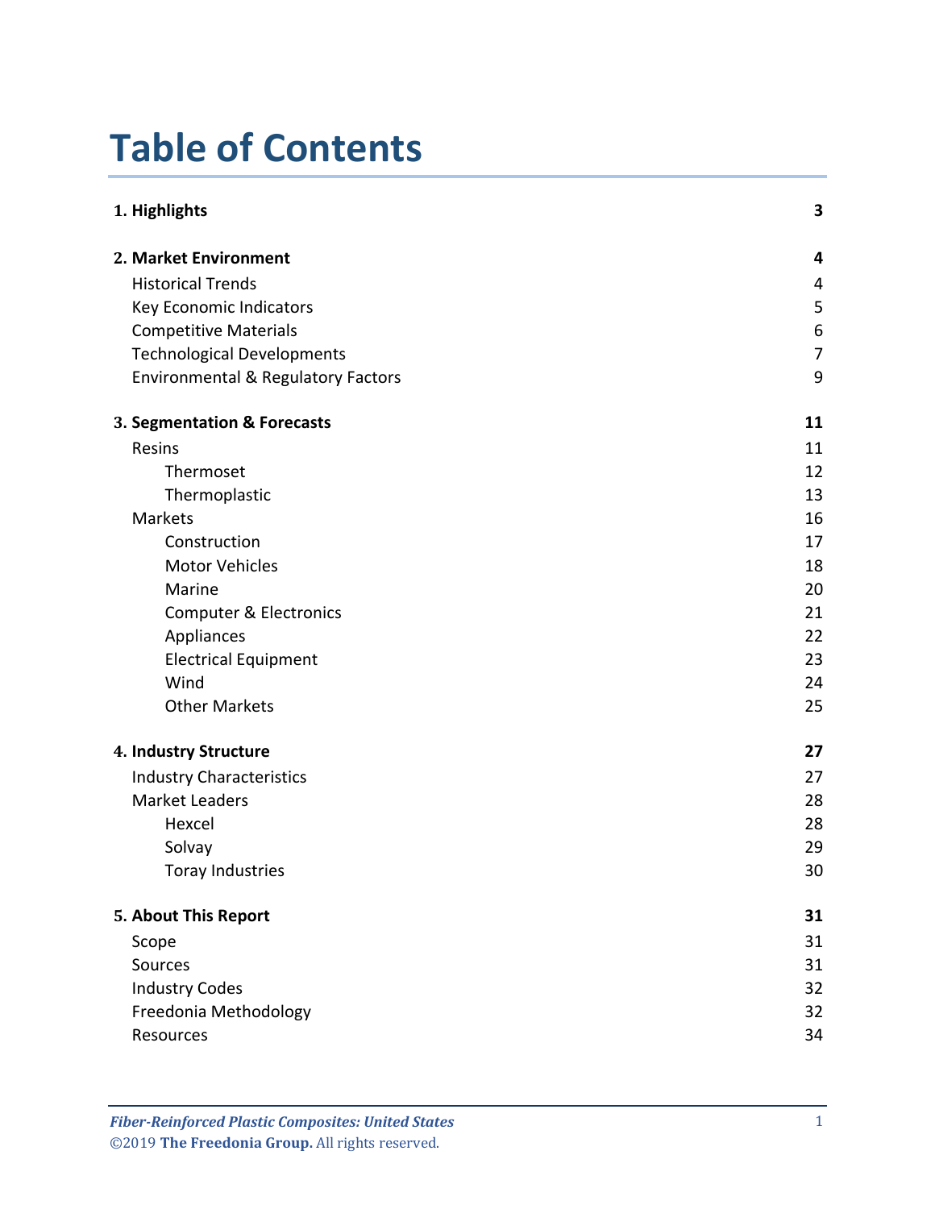# Table of Contents

| | |
|---|---|
| **1. Highlights** | **3** |
| **2. Market Environment** | **4** |
| Historical Trends | 4 |
| Key Economic Indicators | 5 |
| Competitive Materials | 6 |
| Technological Developments | 7 |
| Environmental & Regulatory Factors | 9 |
| **3. Segmentation & Forecasts** | **11** |
| Resins | 11 |
| Thermoset | 12 |
| Thermoplastic | 13 |
| Markets | 16 |
| Construction | 17 |
| Motor Vehicles | 18 |
| Marine | 20 |
| Computer & Electronics | 21 |
| Appliances | 22 |
| Electrical Equipment | 23 |
| Wind | 24 |
| Other Markets | 25 |
| **4. Industry Structure** | **27** |
| Industry Characteristics | 27 |
| Market Leaders | 28 |
| Hexcel | 28 |
| Solvay | 29 |
| Toray Industries | 30 |
| **5. About This Report** | **31** |
| Scope | 31 |
| Sources | 31 |
| Industry Codes | 32 |
| Freedonia Methodology | 32 |
| Resources | 34 |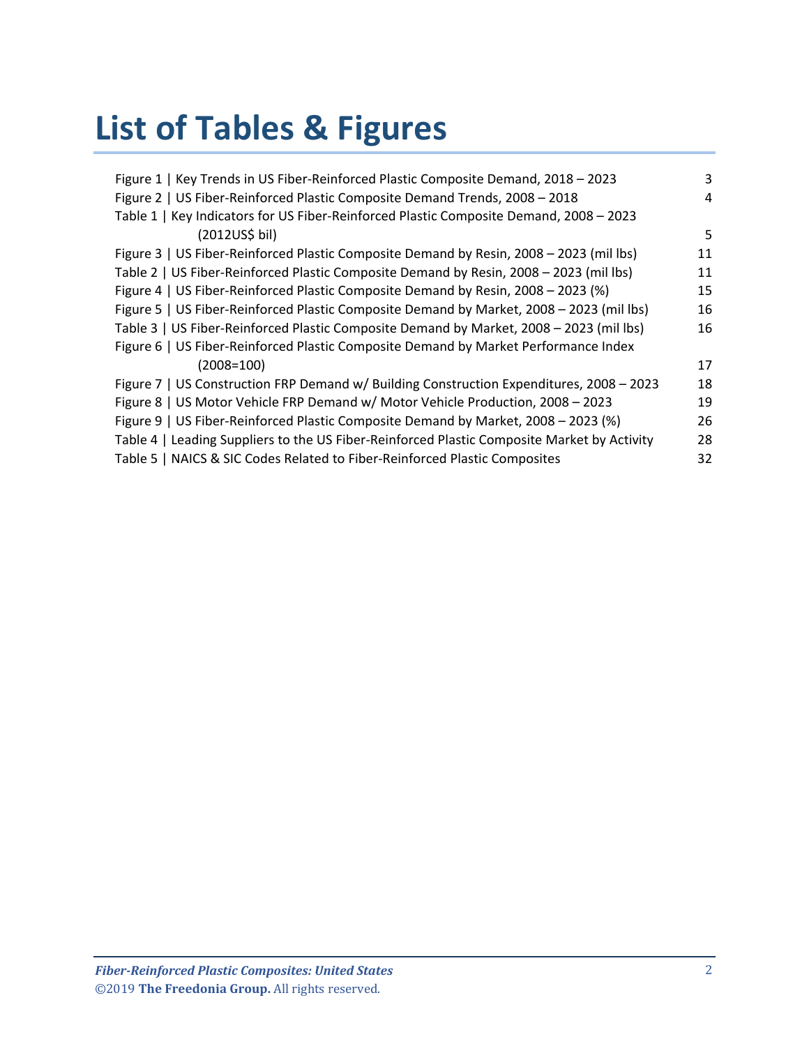# List of Tables & Figures

| | |
|---|---|
| Figure 1 \| Key Trends in US Fiber-Reinforced Plastic Composite Demand, 2018 – 2023 | 3 |
| Figure 2 \| US Fiber-Reinforced Plastic Composite Demand Trends, 2008 – 2018 | 4 |
| Table 1 \| Key Indicators for US Fiber-Reinforced Plastic Composite Demand, 2008 – 2023 (2012US$ bil) | 5 |
| Figure 3 \| US Fiber-Reinforced Plastic Composite Demand by Resin, 2008 – 2023 (mil lbs) | 11 |
| Table 2 \| US Fiber-Reinforced Plastic Composite Demand by Resin, 2008 – 2023 (mil lbs) | 11 |
| Figure 4 \| US Fiber-Reinforced Plastic Composite Demand by Resin, 2008 – 2023 (%) | 15 |
| Figure 5 \| US Fiber-Reinforced Plastic Composite Demand by Market, 2008 – 2023 (mil lbs) | 16 |
| Table 3 \| US Fiber-Reinforced Plastic Composite Demand by Market, 2008 – 2023 (mil lbs) | 16 |
| Figure 6 \| US Fiber-Reinforced Plastic Composite Demand by Market Performance Index (2008=100) | 17 |
| Figure 7 \| US Construction FRP Demand w/ Building Construction Expenditures, 2008 – 2023 | 18 |
| Figure 8 \| US Motor Vehicle FRP Demand w/ Motor Vehicle Production, 2008 – 2023 | 19 |
| Figure 9 \| US Fiber-Reinforced Plastic Composite Demand by Market, 2008 – 2023 (%) | 26 |
| Table 4 \| Leading Suppliers to the US Fiber-Reinforced Plastic Composite Market by Activity | 28 |
| Table 5 \| NAICS & SIC Codes Related to Fiber-Reinforced Plastic Composites | 32 |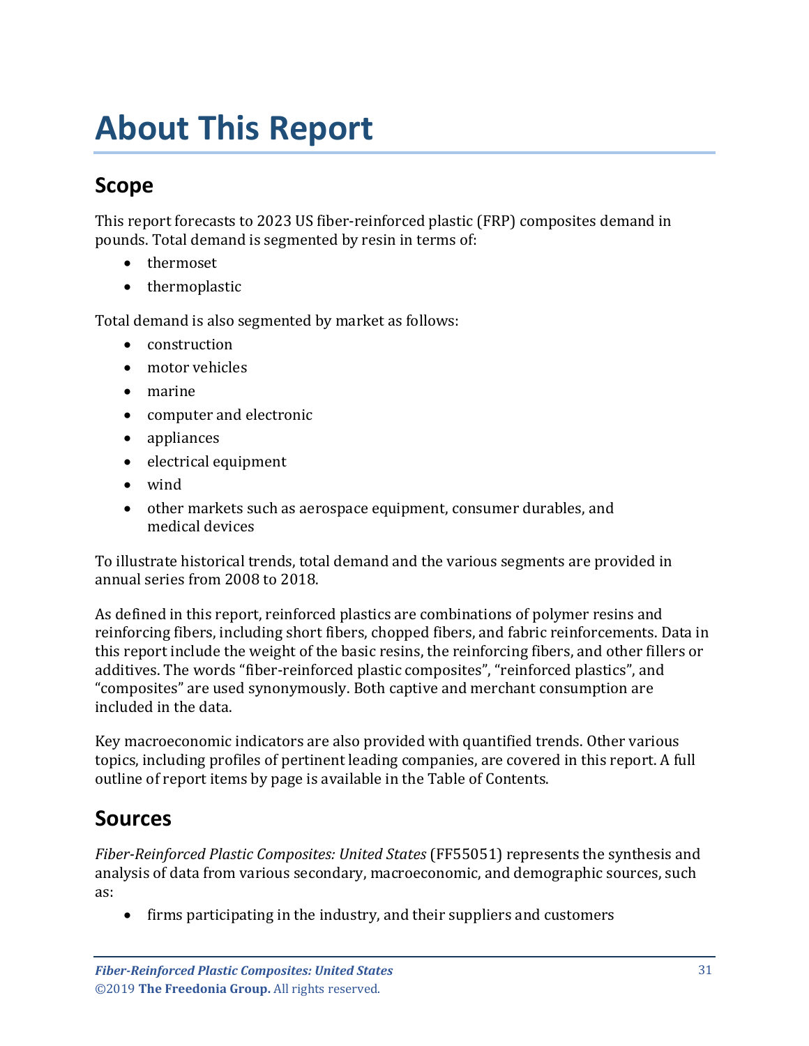# About This Report

## Scope

This report forecasts to 2023 US fiber-reinforced plastic (FRP) composites demand in pounds. Total demand is segmented by resin in terms of:

- thermoset
- thermoplastic

Total demand is also segmented by market as follows:

- construction
- motor vehicles
- marine
- computer and electronic
- appliances
- electrical equipment
- wind
- other markets such as aerospace equipment, consumer durables, and medical devices

To illustrate historical trends, total demand and the various segments are provided in annual series from 2008 to 2018.

As defined in this report, reinforced plastics are combinations of polymer resins and reinforcing fibers, including short fibers, chopped fibers, and fabric reinforcements. Data in this report include the weight of the basic resins, the reinforcing fibers, and other fillers or additives. The words "fiber-reinforced plastic composites", "reinforced plastics", and "composites" are used synonymously. Both captive and merchant consumption are included in the data.

Key macroeconomic indicators are also provided with quantified trends. Other various topics, including profiles of pertinent leading companies, are covered in this report. A full outline of report items by page is available in the Table of Contents.

## Sources

*Fiber-Reinforced Plastic Composites: United States* (FF55051) represents the synthesis and analysis of data from various secondary, macroeconomic, and demographic sources, such as:

- firms participating in the industry, and their suppliers and customers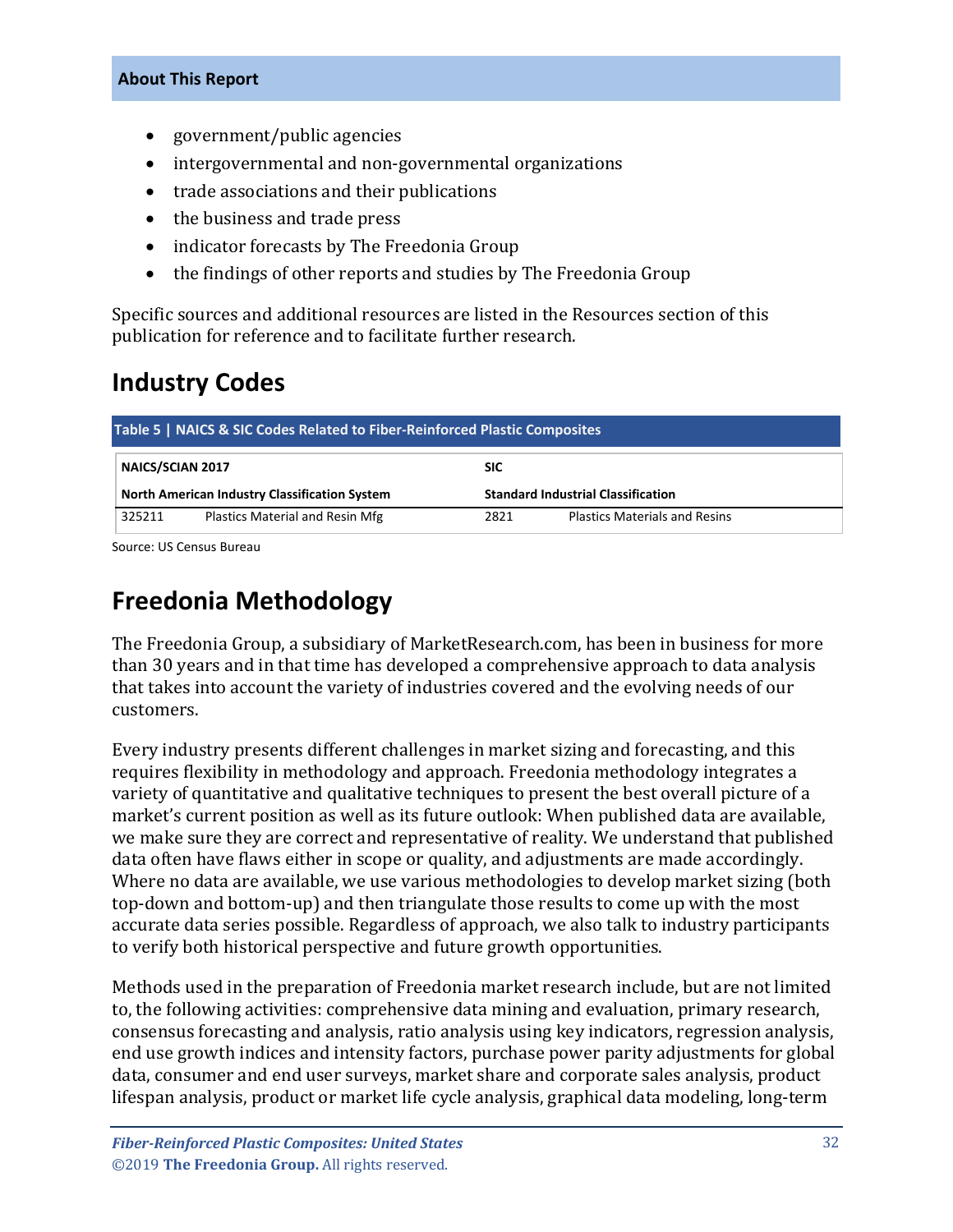- government/public agencies
- intergovernmental and non-governmental organizations
- trade associations and their publications
- the business and trade press
- indicator forecasts by The Freedonia Group
- the findings of other reports and studies by The Freedonia Group

Specific sources and additional resources are listed in the Resources section of this publication for reference and to facilitate further research.

## Industry Codes

**Table 5 | NAICS & SIC Codes Related to Fiber-Reinforced Plastic Composites**

| NAICS/SCIAN 2017 | | SIC | |
|---|---|---|---|
| **North American Industry Classification System** | | **Standard Industrial Classification** | |
| 325211 | Plastics Material and Resin Mfg | 2821 | Plastics Materials and Resins |

Source: US Census Bureau

## Freedonia Methodology

The Freedonia Group, a subsidiary of MarketResearch.com, has been in business for more than 30 years and in that time has developed a comprehensive approach to data analysis that takes into account the variety of industries covered and the evolving needs of our customers.

Every industry presents different challenges in market sizing and forecasting, and this requires flexibility in methodology and approach. Freedonia methodology integrates a variety of quantitative and qualitative techniques to present the best overall picture of a market's current position as well as its future outlook: When published data are available, we make sure they are correct and representative of reality. We understand that published data often have flaws either in scope or quality, and adjustments are made accordingly. Where no data are available, we use various methodologies to develop market sizing (both top-down and bottom-up) and then triangulate those results to come up with the most accurate data series possible. Regardless of approach, we also talk to industry participants to verify both historical perspective and future growth opportunities.

Methods used in the preparation of Freedonia market research include, but are not limited to, the following activities: comprehensive data mining and evaluation, primary research, consensus forecasting and analysis, ratio analysis using key indicators, regression analysis, end use growth indices and intensity factors, purchase power parity adjustments for global data, consumer and end user surveys, market share and corporate sales analysis, product lifespan analysis, product or market life cycle analysis, graphical data modeling, long-term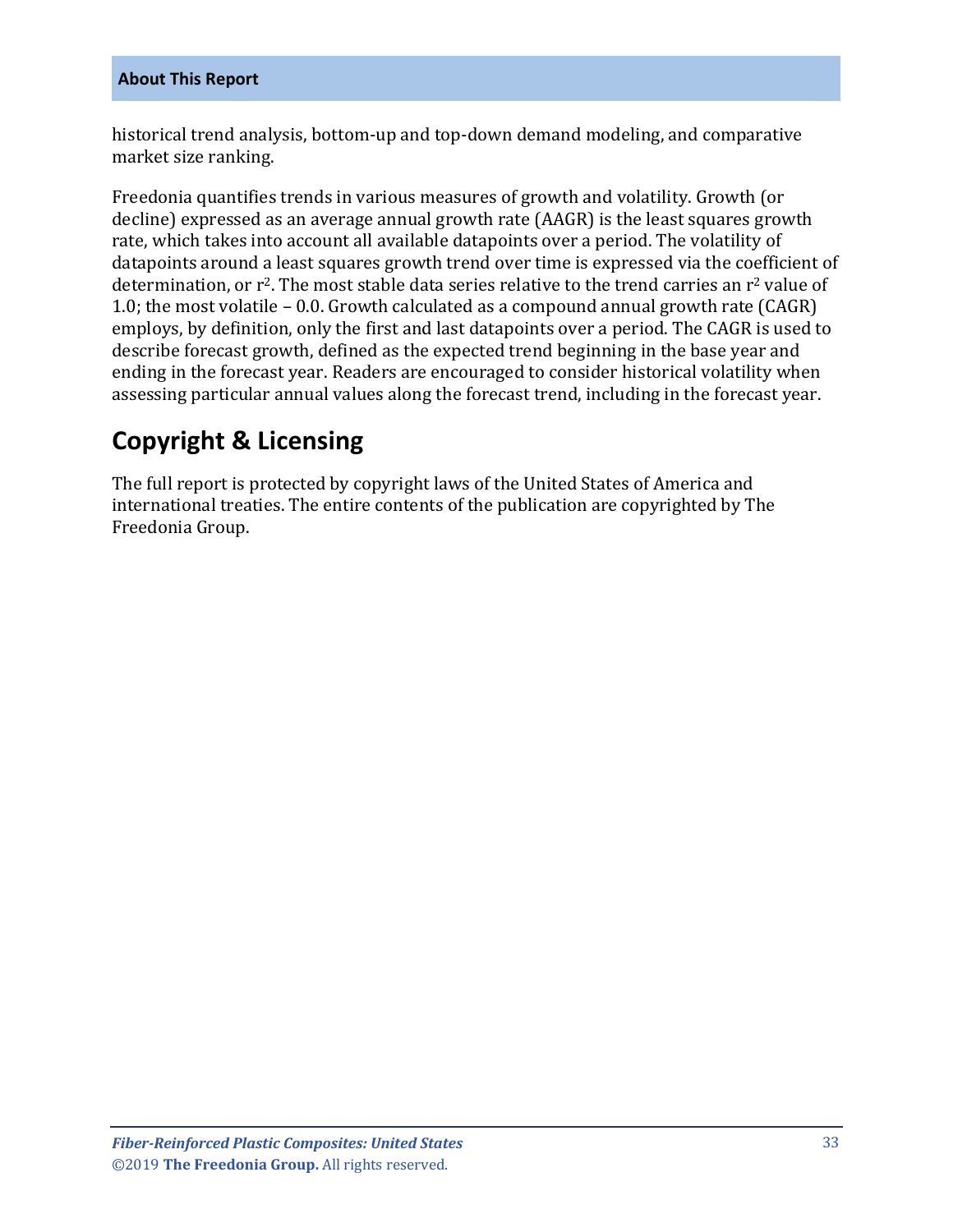historical trend analysis, bottom-up and top-down demand modeling, and comparative market size ranking.

Freedonia quantifies trends in various measures of growth and volatility. Growth (or decline) expressed as an average annual growth rate (AAGR) is the least squares growth rate, which takes into account all available datapoints over a period. The volatility of datapoints around a least squares growth trend over time is expressed via the coefficient of determination, or $r^2$. The most stable data series relative to the trend carries an $r^2$ value of 1.0; the most volatile – 0.0. Growth calculated as a compound annual growth rate (CAGR) employs, by definition, only the first and last datapoints over a period. The CAGR is used to describe forecast growth, defined as the expected trend beginning in the base year and ending in the forecast year. Readers are encouraged to consider historical volatility when assessing particular annual values along the forecast trend, including in the forecast year.

## Copyright & Licensing

The full report is protected by copyright laws of the United States of America and international treaties. The entire contents of the publication are copyrighted by The Freedonia Group.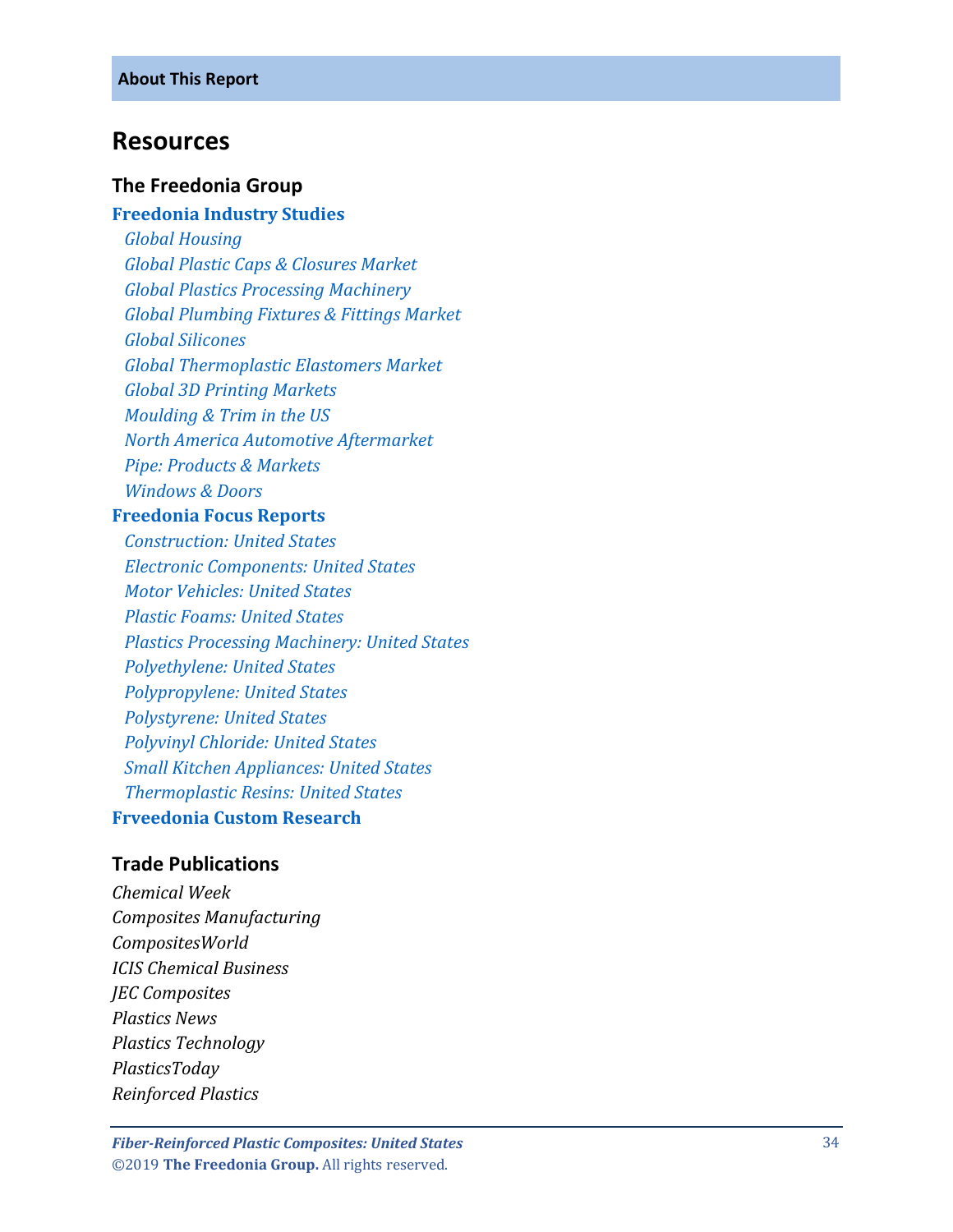## Resources

### The Freedonia Group

**Freedonia Industry Studies**

- *Global Housing*
- *Global Plastic Caps & Closures Market*
- *Global Plastics Processing Machinery*
- *Global Plumbing Fixtures & Fittings Market*
- *Global Silicones*
- *Global Thermoplastic Elastomers Market*
- *Global 3D Printing Markets*
- *Moulding & Trim in the US*
- *North America Automotive Aftermarket*
- *Pipe: Products & Markets*
- *Windows & Doors*

**Freedonia Focus Reports**

- *Construction: United States*
- *Electronic Components: United States*
- *Motor Vehicles: United States*
- *Plastic Foams: United States*
- *Plastics Processing Machinery: United States*
- *Polyethylene: United States*
- *Polypropylene: United States*
- *Polystyrene: United States*
- *Polyvinyl Chloride: United States*
- *Small Kitchen Appliances: United States*
- *Thermoplastic Resins: United States*

**Frveedonia Custom Research**

### Trade Publications

*Chemical Week*
*Composites Manufacturing*
*CompositesWorld*
*ICIS Chemical Business*
*JEC Composites*
*Plastics News*
*Plastics Technology*
*PlasticsToday*
*Reinforced Plastics*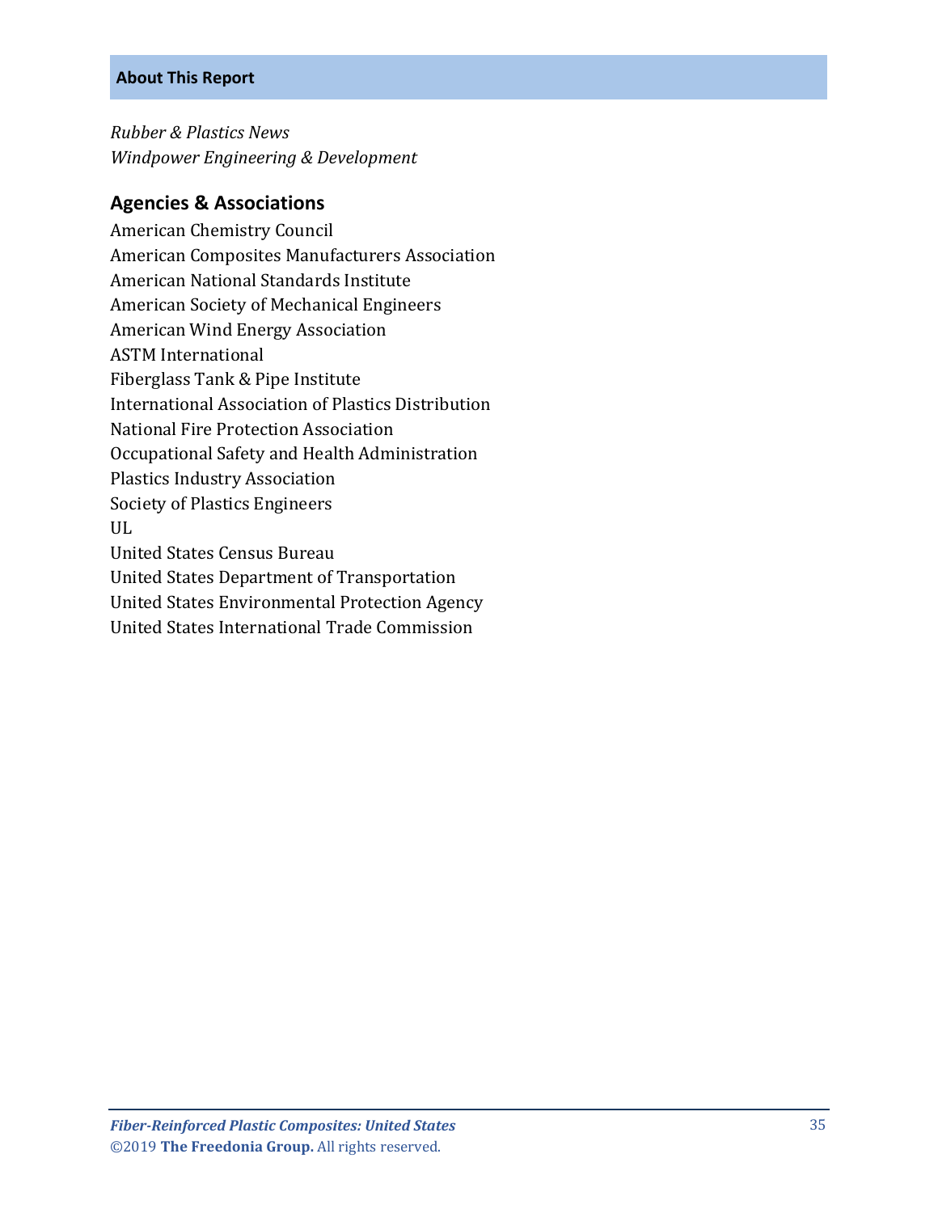*Rubber & Plastics News*
*Windpower Engineering & Development*

## Agencies & Associations

American Chemistry Council
American Composites Manufacturers Association
American National Standards Institute
American Society of Mechanical Engineers
American Wind Energy Association
ASTM International
Fiberglass Tank & Pipe Institute
International Association of Plastics Distribution
National Fire Protection Association
Occupational Safety and Health Administration
Plastics Industry Association
Society of Plastics Engineers
UL
United States Census Bureau
United States Department of Transportation
United States Environmental Protection Agency
United States International Trade Commission